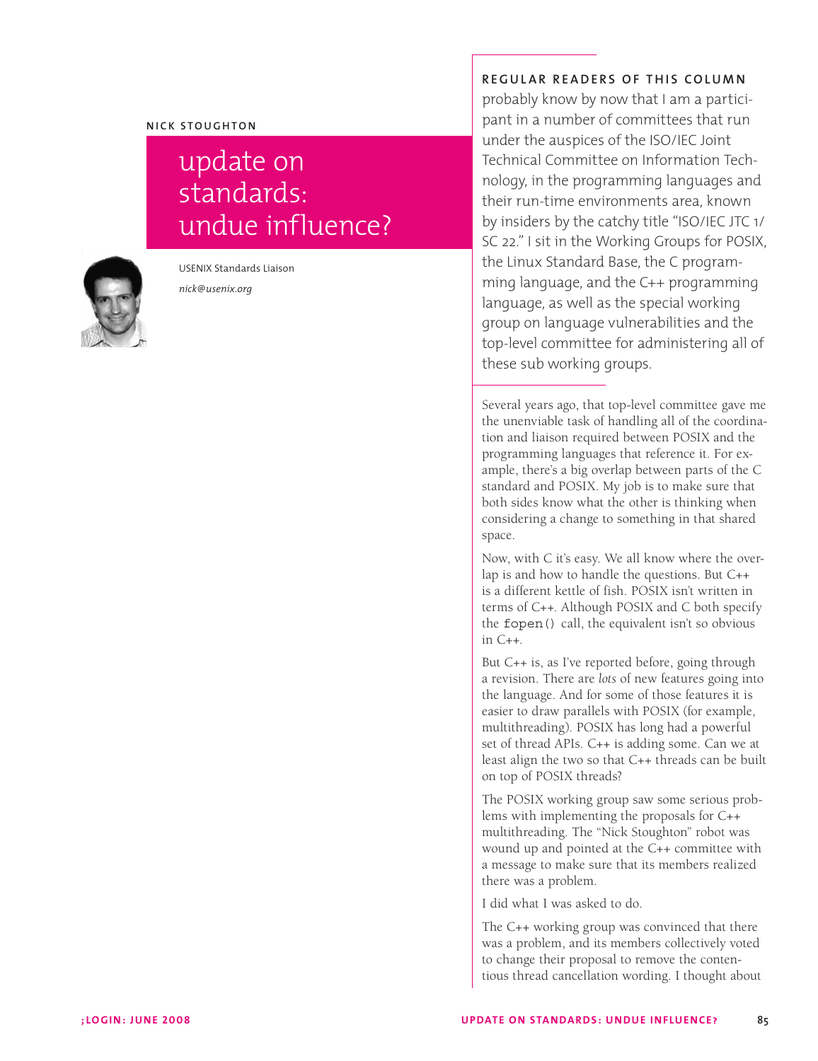NICK STOUGHTON

# update on standards: undue influence?

USENIX Standards Liaison

*nick@usenix.org*

REGULAR READERS OF THIS COLUMN probably know by now that I am a participant in a number of committees that run under the auspices of the ISO/IEC Joint Technical Committee on Information Technology, in the programming languages and their run-time environments area, known by insiders by the catchy title "ISO/IEC JTC 1/SC 22." I sit in the Working Groups for POSIX, the Linux Standard Base, the C programming language, and the C++ programming language, as well as the special working group on language vulnerabilities and the top-level committee for administering all of these sub working groups.

Several years ago, that top-level committee gave me the unenviable task of handling all of the coordination and liaison required between POSIX and the programming languages that reference it. For example, there's a big overlap between parts of the C standard and POSIX. My job is to make sure that both sides know what the other is thinking when considering a change to something in that shared space.

Now, with C it's easy. We all know where the overlap is and how to handle the questions. But C++ is a different kettle of fish. POSIX isn't written in terms of C++. Although POSIX and C both specify the `fopen()` call, the equivalent isn't so obvious in C++.

But C++ is, as I've reported before, going through a revision. There are *lots* of new features going into the language. And for some of those features it is easier to draw parallels with POSIX (for example, multithreading). POSIX has long had a powerful set of thread APIs. C++ is adding some. Can we at least align the two so that C++ threads can be built on top of POSIX threads?

The POSIX working group saw some serious problems with implementing the proposals for C++ multithreading. The "Nick Stoughton" robot was wound up and pointed at the C++ committee with a message to make sure that its members realized there was a problem.

I did what I was asked to do.

The C++ working group was convinced that there was a problem, and its members collectively voted to change their proposal to remove the contentious thread cancellation wording. I thought about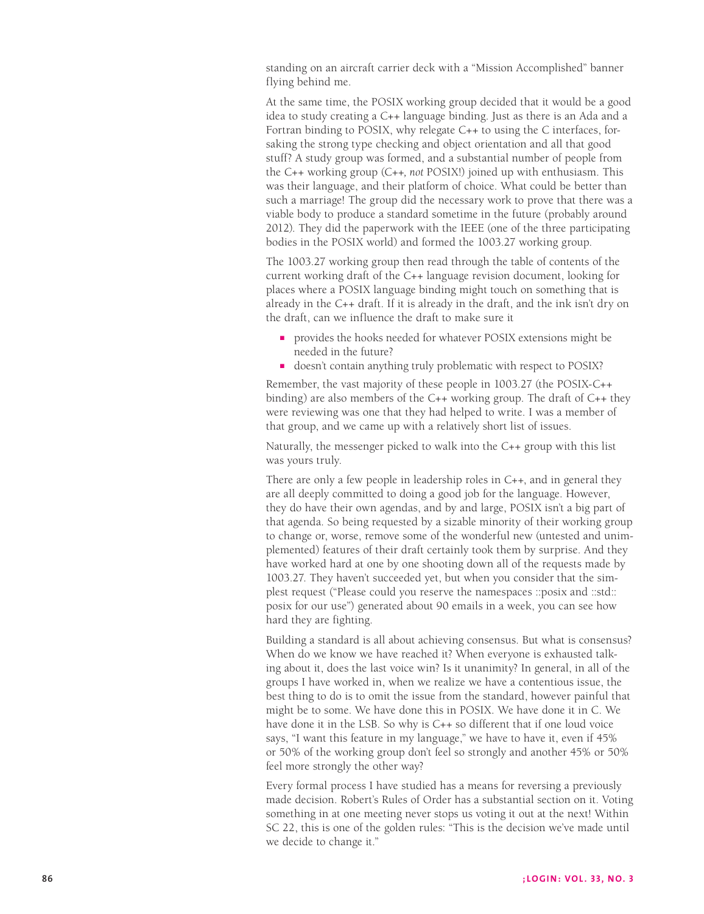standing on an aircraft carrier deck with a "Mission Accomplished" banner flying behind me.

At the same time, the POSIX working group decided that it would be a good idea to study creating a C++ language binding. Just as there is an Ada and a Fortran binding to POSIX, why relegate C++ to using the C interfaces, forsaking the strong type checking and object orientation and all that good stuff? A study group was formed, and a substantial number of people from the C++ working group (C++, *not* POSIX!) joined up with enthusiasm. This was their language, and their platform of choice. What could be better than such a marriage! The group did the necessary work to prove that there was a viable body to produce a standard sometime in the future (probably around 2012). They did the paperwork with the IEEE (one of the three participating bodies in the POSIX world) and formed the 1003.27 working group.

The 1003.27 working group then read through the table of contents of the current working draft of the C++ language revision document, looking for places where a POSIX language binding might touch on something that is already in the C++ draft. If it is already in the draft, and the ink isn't dry on the draft, can we influence the draft to make sure it

- provides the hooks needed for whatever POSIX extensions might be needed in the future?
- doesn't contain anything truly problematic with respect to POSIX?

Remember, the vast majority of these people in 1003.27 (the POSIX-C++ binding) are also members of the C++ working group. The draft of C++ they were reviewing was one that they had helped to write. I was a member of that group, and we came up with a relatively short list of issues.

Naturally, the messenger picked to walk into the C++ group with this list was yours truly.

There are only a few people in leadership roles in C++, and in general they are all deeply committed to doing a good job for the language. However, they do have their own agendas, and by and large, POSIX isn't a big part of that agenda. So being requested by a sizable minority of their working group to change or, worse, remove some of the wonderful new (untested and unimplemented) features of their draft certainly took them by surprise. And they have worked hard at one by one shooting down all of the requests made by 1003.27. They haven't succeeded yet, but when you consider that the simplest request ("Please could you reserve the namespaces ::posix and ::std::posix for our use") generated about 90 emails in a week, you can see how hard they are fighting.

Building a standard is all about achieving consensus. But what is consensus? When do we know we have reached it? When everyone is exhausted talking about it, does the last voice win? Is it unanimity? In general, in all of the groups I have worked in, when we realize we have a contentious issue, the best thing to do is to omit the issue from the standard, however painful that might be to some. We have done this in POSIX. We have done it in C. We have done it in the LSB. So why is C++ so different that if one loud voice says, "I want this feature in my language," we have to have it, even if 45% or 50% of the working group don't feel so strongly and another 45% or 50% feel more strongly the other way?

Every formal process I have studied has a means for reversing a previously made decision. Robert's Rules of Order has a substantial section on it. Voting something in at one meeting never stops us voting it out at the next! Within SC 22, this is one of the golden rules: "This is the decision we've made until we decide to change it."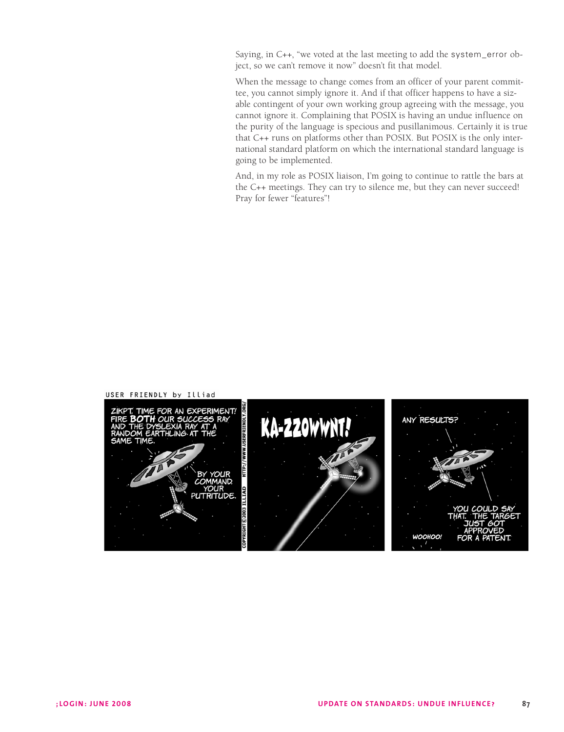Saying, in C++, "we voted at the last meeting to add the system_error object, so we can't remove it now" doesn't fit that model.

When the message to change comes from an officer of your parent committee, you cannot simply ignore it. And if that officer happens to have a sizable contingent of your own working group agreeing with the message, you cannot ignore it. Complaining that POSIX is having an undue influence on the purity of the language is specious and pusillanimous. Certainly it is true that C++ runs on platforms other than POSIX. But POSIX is the only international standard platform on which the international standard language is going to be implemented.

And, in my role as POSIX liaison, I'm going to continue to rattle the bars at the C++ meetings. They can try to silence me, but they can never succeed! Pray for fewer "features"!